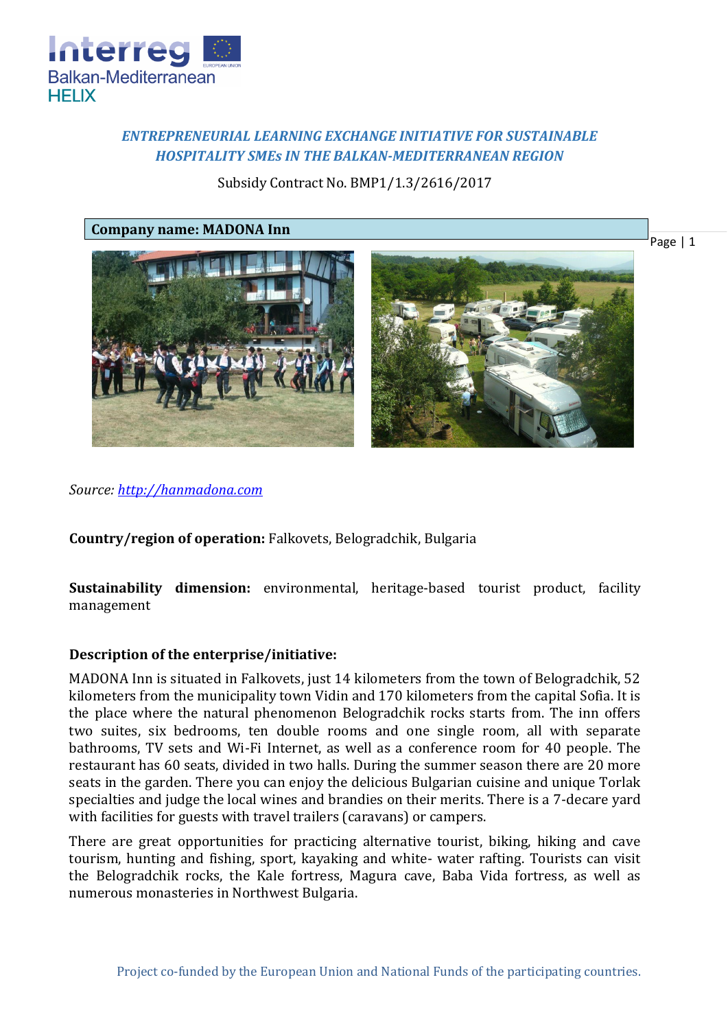*ENTREPRENEURIAL LEARNING EXCHANGE INITIATIVE FOR SUSTAINABLE HOSPITALITY SMEs IN THE BALKAN-MEDITERRANEAN REGION*

Subsidy Contract No. BMP1/1.3/2616/2017

**Company name: MADONA Inn**

*Source: http://hanmadona.com*

**Country/region of operation:** Falkovets, Belogradchik, Bulgaria

**Sustainability dimension:** environmental, heritage-based tourist product, facility management

**Description of the enterprise/initiative:**

MADONA Inn is situated in Falkovets, just 14 kilometers from the town of Belogradchik, 52 kilometers from the municipality town Vidin and 170 kilometers from the capital Sofia. It is the place where the natural phenomenon Belogradchik rocks starts from. The inn offers two suites, six bedrooms, ten double rooms and one single room, all with separate bathrooms, TV sets and Wi-Fi Internet, as well as a conference room for 40 people. The restaurant has 60 seats, divided in two halls. During the summer season there are 20 more seats in the garden. There you can enjoy the delicious Bulgarian cuisine and unique Torlak specialties and judge the local wines and brandies on their merits. There is a 7-decare yard with facilities for guests with travel trailers (caravans) or campers.

There are great opportunities for practicing alternative tourist, biking, hiking and cave tourism, hunting and fishing, sport, kayaking and white- water rafting. Tourists can visit the Belogradchik rocks, the Kale fortress, Magura cave, Baba Vida fortress, as well as numerous monasteries in Northwest Bulgaria.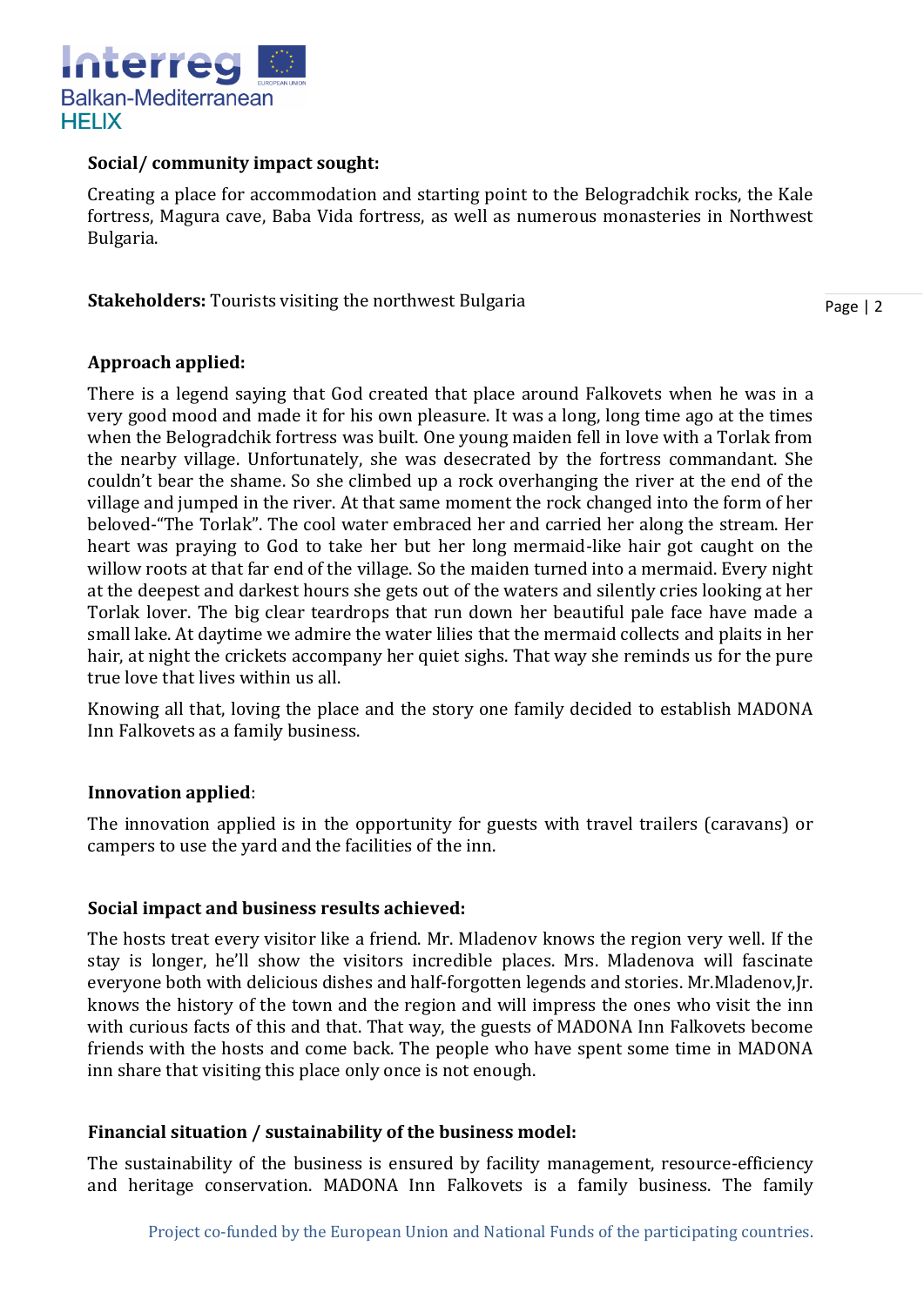**Social/ community impact sought:**

Creating a place for accommodation and starting point to the Belogradchik rocks, the Kale fortress, Magura cave, Baba Vida fortress, as well as numerous monasteries in Northwest Bulgaria.

**Stakeholders:** Tourists visiting the northwest Bulgaria

**Approach applied:**

There is a legend saying that God created that place around Falkovets when he was in a very good mood and made it for his own pleasure. It was a long, long time ago at the times when the Belogradchik fortress was built. One young maiden fell in love with a Torlak from the nearby village. Unfortunately, she was desecrated by the fortress commandant. She couldn't bear the shame. So she climbed up a rock overhanging the river at the end of the village and jumped in the river. At that same moment the rock changed into the form of her beloved-"The Torlak". The cool water embraced her and carried her along the stream. Her heart was praying to God to take her but her long mermaid-like hair got caught on the willow roots at that far end of the village. So the maiden turned into a mermaid. Every night at the deepest and darkest hours she gets out of the waters and silently cries looking at her Torlak lover. The big clear teardrops that run down her beautiful pale face have made a small lake. At daytime we admire the water lilies that the mermaid collects and plaits in her hair, at night the crickets accompany her quiet sighs. That way she reminds us for the pure true love that lives within us all.

Knowing all that, loving the place and the story one family decided to establish MADONA Inn Falkovets as a family business.

**Innovation applied**:

The innovation applied is in the opportunity for guests with travel trailers (caravans) or campers to use the yard and the facilities of the inn.

**Social impact and business results achieved:**

The hosts treat every visitor like a friend. Mr. Mladenov knows the region very well. If the stay is longer, he'll show the visitors incredible places. Mrs. Mladenova will fascinate everyone both with delicious dishes and half-forgotten legends and stories. Mr.Mladenov,Jr. knows the history of the town and the region and will impress the ones who visit the inn with curious facts of this and that. That way, the guests of MADONA Inn Falkovets become friends with the hosts and come back. The people who have spent some time in MADONA inn share that visiting this place only once is not enough.

**Financial situation / sustainability of the business model:**

The sustainability of the business is ensured by facility management, resource-efficiency and heritage conservation. MADONA Inn Falkovets is a family business. The family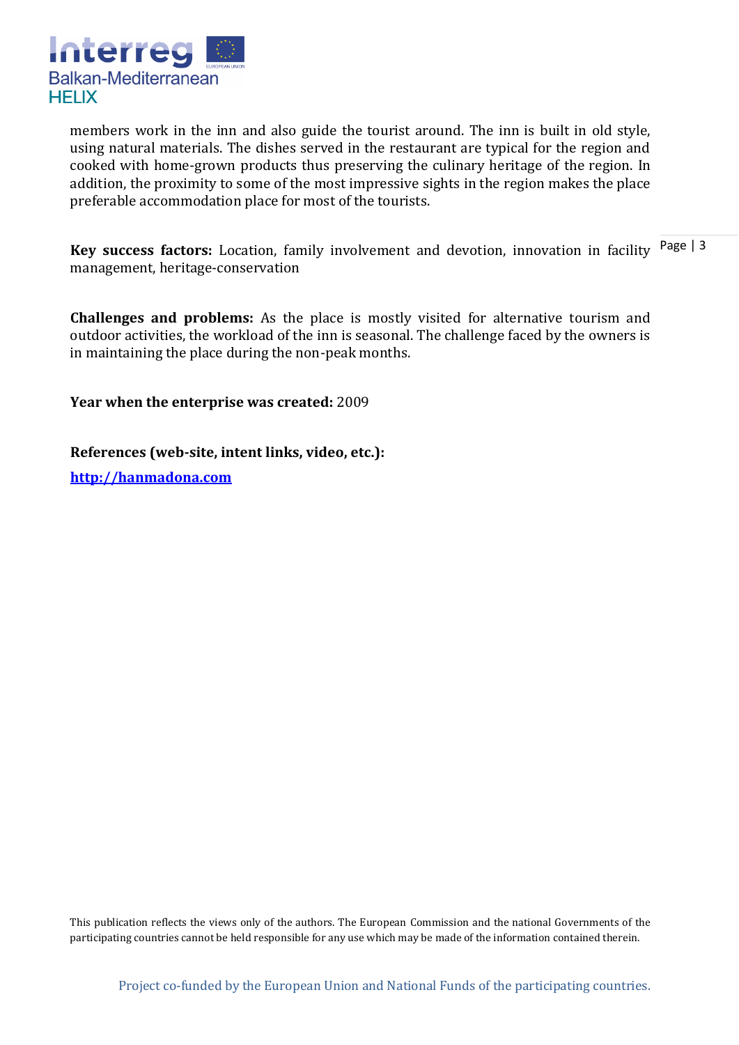members work in the inn and also guide the tourist around. The inn is built in old style, using natural materials. The dishes served in the restaurant are typical for the region and cooked with home-grown products thus preserving the culinary heritage of the region. In addition, the proximity to some of the most impressive sights in the region makes the place preferable accommodation place for most of the tourists.

**Key success factors:** Location, family involvement and devotion, innovation in facility management, heritage-conservation

**Challenges and problems:** As the place is mostly visited for alternative tourism and outdoor activities, the workload of the inn is seasonal. The challenge faced by the owners is in maintaining the place during the non-peak months.

**Year when the enterprise was created:** 2009

**References (web-site, intent links, video, etc.):**

**[http://hanmadona.com](http://hanmadona.com)**

This publication reflects the views only of the authors. The European Commission and the national Governments of the participating countries cannot be held responsible for any use which may be made of the information contained therein.